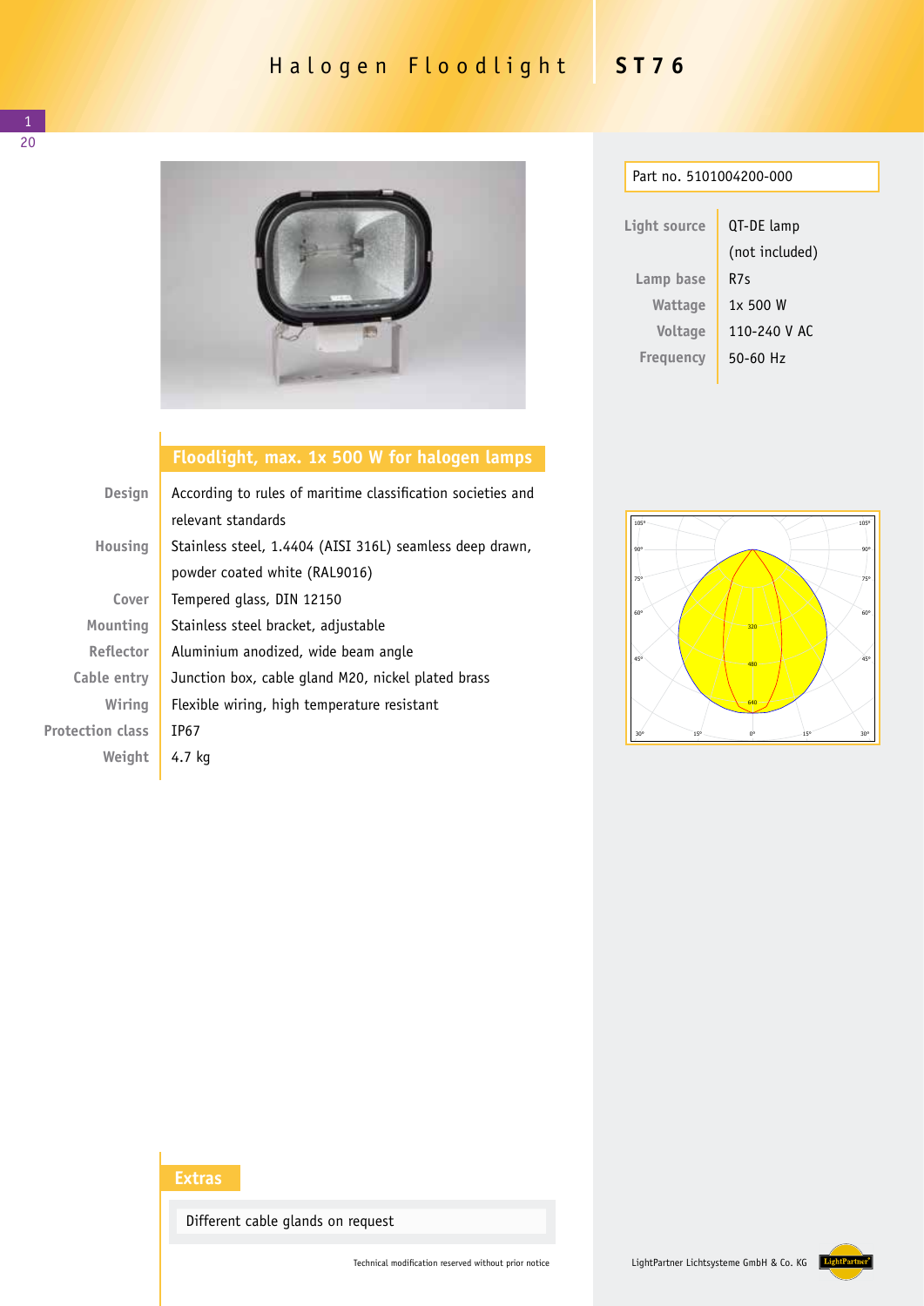# Halogen Floodlight ST76

Part no. 5101004200-000

| | |
|---|---|
| Light source | QT-DE lamp (not included) |
| Lamp base | R7s |
| Wattage | 1x 500 W |
| Voltage | 110-240 V AC |
| Frequency | 50-60 Hz |

## Floodlight, max. 1x 500 W for halogen lamps

| | |
|---|---|
| Design | According to rules of maritime classification societies and relevant standards |
| Housing | Stainless steel, 1.4404 (AISI 316L) seamless deep drawn, powder coated white (RAL9016) |
| Cover | Tempered glass, DIN 12150 |
| Mounting | Stainless steel bracket, adjustable |
| Reflector | Aluminium anodized, wide beam angle |
| Cable entry | Junction box, cable gland M20, nickel plated brass |
| Wiring | Flexible wiring, high temperature resistant |
| Protection class | IP67 |
| Weight | 4.7 kg |

## Extras

Different cable glands on request

Technical modification reserved without prior notice

LightPartner Lichtsysteme GmbH & Co. KG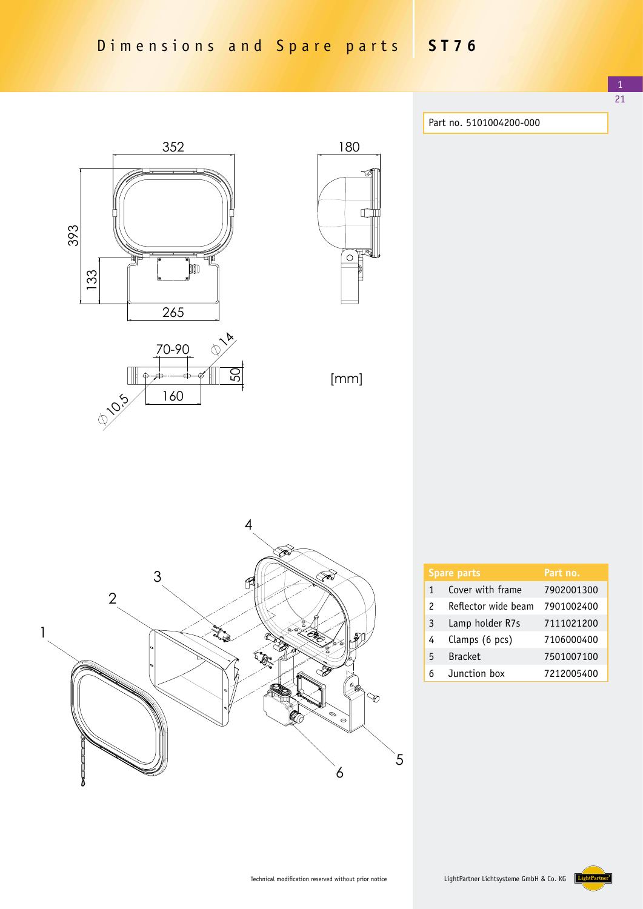# Dimensions and Spare parts ST76

Part no. 5101004200-000

352

180

393

133

265

70-90

∅14

50

160

∅10,5

[mm]

1

2

3

4

5

6

| Spare parts | | Part no. |
|---|---|---|
| 1 | Cover with frame | 7902001300 |
| 2 | Reflector wide beam | 7901002400 |
| 3 | Lamp holder R7s | 7111021200 |
| 4 | Clamps (6 pcs) | 7106000400 |
| 5 | Bracket | 7501007100 |
| 6 | Junction box | 7212005400 |

Technical modification reserved without prior notice

LightPartner Lichtsysteme GmbH & Co. KG